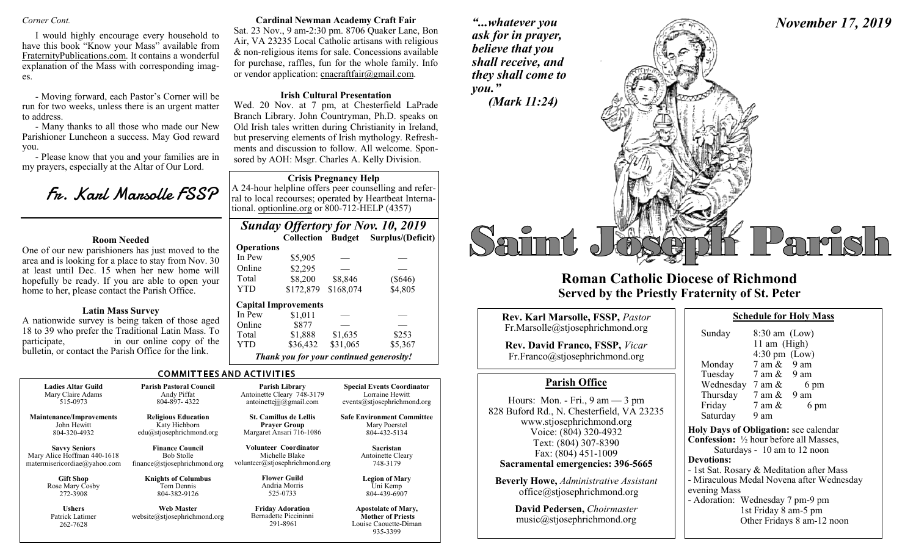*Corner Cont.*

I would highly encourage every household to have this book "Know your Mass" available from FraternityPublications.com. It contains a wonderful explanation of the Mass with corresponding images.

- Moving forward, each Pastor's Corner will be run for two weeks, unless there is an urgent matter to address.

- Many thanks to all those who made our New Parishioner Luncheon a success. May God reward you.

- Please know that you and your families are in my prayers, especially at the Altar of Our Lord.

*Fr. Karl Marsolle FSSP*

**Room Needed**

One of our new parishioners has just moved to the area and is looking for a place to stay from Nov. 30 at least until Dec. 15 when her new home will hopefully be ready. If you are able to open your home to her, please contact the Parish Office.

**Latin Mass Survey**

A nationwide survey is being taken of those aged 18 to 39 who prefer the Traditional Latin Mass. To participate, in our online copy of the bulletin, or contact the Parish Office for the link.

**Cardinal Newman Academy Craft Fair**

Sat. 23 Nov., 9 am-2:30 pm. 8706 Quaker Lane, Bon Air, VA 23235 Local Catholic artisans with religious & non-religious items for sale. Concessions available for purchase, raffles, fun for the whole family. Info or vendor application: cnacraftfair@gmail.com.

**Irish Cultural Presentation**

Wed. 20 Nov. at 7 pm, at Chesterfield LaPrade Branch Library. John Countryman, Ph.D. speaks on Old Irish tales written during Christianity in Ireland, but preserving elements of Irish mythology. Refreshments and discussion to follow. All welcome. Sponsored by AOH: Msgr. Charles A. Kelly Division.

**Crisis Pregnancy Help**

A 24-hour helpline offers peer counselling and referral to local recourses; operated by Heartbeat International. optionline.org or 800-712-HELP (4357)

## *Sunday Offertory for Nov. 10, 2019*

| | Collection | Budget | Surplus/(Deficit) |
|---|---|---|---|
| **Operations** | | | |
| In Pew | $5,905 | — | — |
| Online | $2,295 | — | — |
| Total | $8,200 | $8,846 | ($646) |
| YTD | $172,879 | $168,074 | $4,805 |
| **Capital Improvements** | | | |
| In Pew | $1,011 | — | — |
| Online | $877 | — | — |
| Total | $1,888 | $1,635 | $253 |
| YTD | $36,432 | $31,065 | $5,367 |

*Thank you for your continued generosity!*

## COMMITTEES AND ACTIVITIES

| | | | |
|---|---|---|---|
| **Ladies Altar Guild**<br>Mary Claire Adams<br>515-0973 | **Parish Pastoral Council**<br>Andy Piffat<br>804-897- 4322 | **Parish Library**<br>Antoinette Cleary 748-3179<br>antoinettejjj@gmail.com | **Special Events Coordinator**<br>Lorraine Hewitt<br>events@stjosephrichmond.org |
| **Maintenance/Improvements**<br>John Hewitt<br>804-320-4932 | **Religious Education**<br>Katy Hichborn<br>edu@stjosephrichmond.org | **St. Camillus de Lellis Prayer Group**<br>Margaret Ansari 716-1086 | **Safe Environment Committee**<br>Mary Poerstel<br>804-432-5134 |
| **Savvy Seniors**<br>Mary Alice Hoffman 440-1618<br>matermisericordiae@yahoo.com | **Finance Council**<br>Bob Stolle<br>finance@stjosephrichmond.org | **Volunteer Coordinator**<br>Michelle Blake<br>volunteer@stjosephrichmond.org | **Sacristan**<br>Antoinette Cleary<br>748-3179 |
| **Gift Shop**<br>Rose Mary Cosby<br>272-3908 | **Knights of Columbus**<br>Tom Dennis<br>804-382-9126 | **Flower Guild**<br>Andria Morris<br>525-0733 | **Legion of Mary**<br>Uni Kemp<br>804-439-6907 |
| **Ushers**<br>Patrick Latimer<br>262-7628 | **Web Master**<br>website@stjosephrichmond.org | **Friday Adoration**<br>Bernadette Piccininni<br>291-8961 | **Apostolate of Mary, Mother of Priests**<br>Louise Caouette-Diman<br>935-3399 |

*"...whatever you ask for in prayer, believe that you shall receive, and they shall come to you."*
*(Mark 11:24)*

*November 17, 2019*

# Saint Joseph Parish

## Roman Catholic Diocese of Richmond
### Served by the Priestly Fraternity of St. Peter

**Rev. Karl Marsolle, FSSP,** *Pastor*
Fr.Marsolle@stjosephrichmond.org

**Rev. David Franco, FSSP,** *Vicar*
Fr.Franco@stjosephrichmond.org

### Parish Office

Hours: Mon. - Fri., 9 am — 3 pm
828 Buford Rd., N. Chesterfield, VA 23235
www.stjosephrichmond.org
Voice: (804) 320-4932
Text: (804) 307-8390
Fax: (804) 451-1009
**Sacramental emergencies: 396-5665**

**Beverly Howe,** *Administrative Assistant*
office@stjosephrichmond.org

**David Pedersen,** *Choirmaster*
music@stjosephrichmond.org

### Schedule for Holy Mass

| | |
|---|---|
| Sunday | 8:30 am (Low)<br>11 am (High)<br>4:30 pm (Low) |
| Monday | 7 am & 9 am |
| Tuesday | 7 am & 9 am |
| Wednesday | 7 am & 6 pm |
| Thursday | 7 am & 9 am |
| Friday | 7 am & 6 pm |
| Saturday | 9 am |

**Holy Days of Obligation:** see calendar
**Confession:** ½ hour before all Masses, Saturdays - 10 am to 12 noon
**Devotions:**
- 1st Sat. Rosary & Meditation after Mass
- Miraculous Medal Novena after Wednesday evening Mass
- Adoration: Wednesday 7 pm-9 pm
  1st Friday 8 am-5 pm
  Other Fridays 8 am-12 noon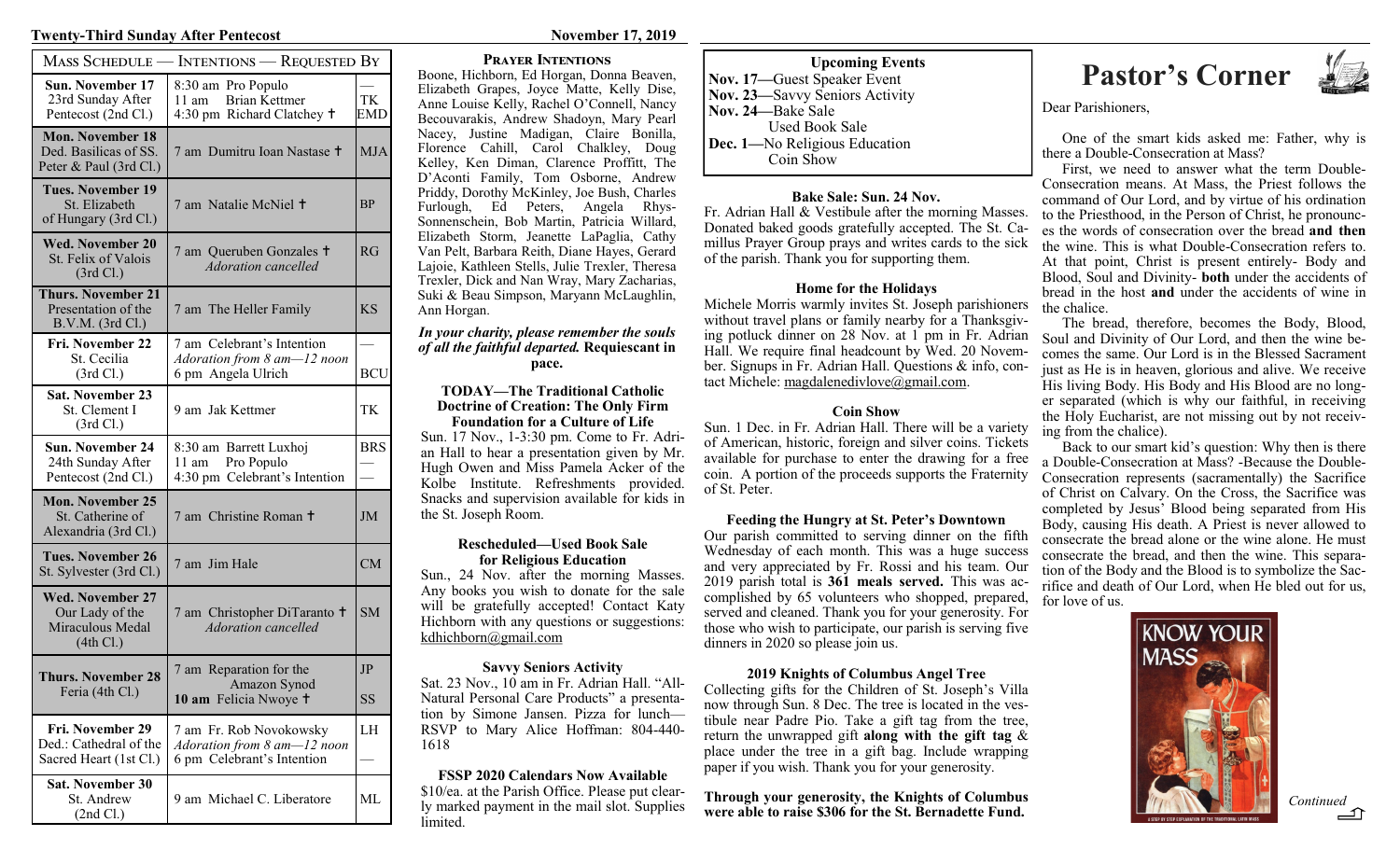**Twenty-Third Sunday After Pentecost** **November 17, 2019**

| MASS SCHEDULE — INTENTIONS — REQUESTED BY | | |
|---|---|---|
| **Sun. November 17** 23rd Sunday After Pentecost (2nd Cl.) | 8:30 am Pro Populo<br>11 am Brian Kettmer<br>4:30 pm Richard Clatchey ✝ | —<br>TK<br>EMD |
| **Mon. November 18** Ded. Basilicas of SS. Peter & Paul (3rd Cl.) | 7 am Dumitru Ioan Nastase ✝ | MJA |
| **Tues. November 19** St. Elizabeth of Hungary (3rd Cl.) | 7 am Natalie McNiel ✝ | BP |
| **Wed. November 20** St. Felix of Valois (3rd Cl.) | 7 am Queruben Gonzales ✝<br>*Adoration cancelled* | RG |
| **Thurs. November 21** Presentation of the B.V.M. (3rd Cl.) | 7 am The Heller Family | KS |
| **Fri. November 22** St. Cecilia (3rd Cl.) | 7 am Celebrant's Intention<br>*Adoration from 8 am—12 noon*<br>6 pm Angela Ulrich | —<br><br>BCU |
| **Sat. November 23** St. Clement I (3rd Cl.) | 9 am Jak Kettmer | TK |
| **Sun. November 24** 24th Sunday After Pentecost (2nd Cl.) | 8:30 am Barrett Luxhoj<br>11 am Pro Populo<br>4:30 pm Celebrant's Intention | BRS<br>—<br>— |
| **Mon. November 25** St. Catherine of Alexandria (3rd Cl.) | 7 am Christine Roman ✝ | JM |
| **Tues. November 26** St. Sylvester (3rd Cl.) | 7 am Jim Hale | CM |
| **Wed. November 27** Our Lady of the Miraculous Medal (4th Cl.) | 7 am Christopher DiTaranto ✝<br>*Adoration cancelled* | SM |
| **Thurs. November 28** Feria (4th Cl.) | 7 am Reparation for the Amazon Synod<br>**10 am** Felicia Nwoye ✝ | JP<br>SS |
| **Fri. November 29** Ded.: Cathedral of the Sacred Heart (1st Cl.) | 7 am Fr. Rob Novokowsky<br>*Adoration from 8 am—12 noon*<br>6 pm Celebrant's Intention | LH<br>—<br>— |
| **Sat. November 30** St. Andrew (2nd Cl.) | 9 am Michael C. Liberatore | ML |

### PRAYER INTENTIONS

Boone, Hichborn, Ed Horgan, Donna Beaven, Elizabeth Grapes, Joyce Matte, Kelly Dise, Anne Louise Kelly, Rachel O'Connell, Nancy Becouvarakis, Andrew Shadoyn, Mary Pearl Nacey, Justine Madigan, Claire Bonilla, Florence Cahill, Carol Chalkley, Doug Kelley, Ken Diman, Clarence Proffitt, The D'Aconti Family, Tom Osborne, Andrew Priddy, Dorothy McKinley, Joe Bush, Charles Furlough, Ed Peters, Angela Rhys-Sonnenschein, Bob Martin, Patricia Willard, Elizabeth Storm, Jeanette LaPaglia, Cathy Van Pelt, Barbara Reith, Diane Hayes, Gerard Lajoie, Kathleen Stells, Julie Trexler, Theresa Trexler, Dick and Nan Wray, Mary Zacharias, Suki & Beau Simpson, Maryann McLaughlin, Ann Horgan.

***In your charity, please remember the souls of all the faithful departed.* Requiescant in pace.**

### TODAY—The Traditional Catholic Doctrine of Creation: The Only Firm Foundation for a Culture of Life

Sun. 17 Nov., 1-3:30 pm. Come to Fr. Adrian Hall to hear a presentation given by Mr. Hugh Owen and Miss Pamela Acker of the Kolbe Institute. Refreshments provided. Snacks and supervision available for kids in the St. Joseph Room.

### Rescheduled—Used Book Sale for Religious Education

Sun., 24 Nov. after the morning Masses. Any books you wish to donate for the sale will be gratefully accepted! Contact Katy Hichborn with any questions or suggestions: kdhichborn@gmail.com

### Savvy Seniors Activity

Sat. 23 Nov., 10 am in Fr. Adrian Hall. "All-Natural Personal Care Products" a presentation by Simone Jansen. Pizza for lunch—RSVP to Mary Alice Hoffman: 804-440-1618

### FSSP 2020 Calendars Now Available

$10/ea. at the Parish Office. Please put clearly marked payment in the mail slot. Supplies limited.

### Upcoming Events

**Nov. 17—**Guest Speaker Event
**Nov. 23—**Savvy Seniors Activity
**Nov. 24—**Bake Sale
Used Book Sale
**Dec. 1—**No Religious Education
Coin Show

### Bake Sale: Sun. 24 Nov.

Fr. Adrian Hall & Vestibule after the morning Masses. Donated baked goods gratefully accepted. The St. Camillus Prayer Group prays and writes cards to the sick of the parish. Thank you for supporting them.

### Home for the Holidays

Michele Morris warmly invites St. Joseph parishioners without travel plans or family nearby for a Thanksgiving potluck dinner on 28 Nov. at 1 pm in Fr. Adrian Hall. We require final headcount by Wed. 20 November. Signups in Fr. Adrian Hall. Questions & info, contact Michele: magdalenedivlove@gmail.com.

### Coin Show

Sun. 1 Dec. in Fr. Adrian Hall. There will be a variety of American, historic, foreign and silver coins. Tickets available for purchase to enter the drawing for a free coin. A portion of the proceeds supports the Fraternity of St. Peter.

### Feeding the Hungry at St. Peter's Downtown

Our parish committed to serving dinner on the fifth Wednesday of each month. This was a huge success and very appreciated by Fr. Rossi and his team. Our 2019 parish total is **361 meals served.** This was accomplished by 65 volunteers who shopped, prepared, served and cleaned. Thank you for your generosity. For those who wish to participate, our parish is serving five dinners in 2020 so please join us.

### 2019 Knights of Columbus Angel Tree

Collecting gifts for the Children of St. Joseph's Villa now through Sun. 8 Dec. The tree is located in the vestibule near Padre Pio. Take a gift tag from the tree, return the unwrapped gift **along with the gift tag** & place under the tree in a gift bag. Include wrapping paper if you wish. Thank you for your generosity.

**Through your generosity, the Knights of Columbus were able to raise $306 for the St. Bernadette Fund.**

# Pastor's Corner

Dear Parishioners,

One of the smart kids asked me: Father, why is there a Double-Consecration at Mass?

First, we need to answer what the term Double-Consecration means. At Mass, the Priest follows the command of Our Lord, and by virtue of his ordination to the Priesthood, in the Person of Christ, he pronounces the words of consecration over the bread **and then** the wine. This is what Double-Consecration refers to. At that point, Christ is present entirely- Body and Blood, Soul and Divinity- **both** under the accidents of bread in the host **and** under the accidents of wine in the chalice.

The bread, therefore, becomes the Body, Blood, Soul and Divinity of Our Lord, and then the wine becomes the same. Our Lord is in the Blessed Sacrament just as He is in heaven, glorious and alive. We receive His living Body. His Body and His Blood are no longer separated (which is why our faithful, in receiving the Holy Eucharist, are not missing out by not receiving from the chalice).

Back to our smart kid's question: Why then is there a Double-Consecration at Mass? -Because the Double-Consecration represents (sacramentally) the Sacrifice of Christ on Calvary. On the Cross, the Sacrifice was completed by Jesus' Blood being separated from His Body, causing His death. A Priest is never allowed to consecrate the bread alone or the wine alone. He must consecrate the bread, and then the wine. This separation of the Body and the Blood is to symbolize the Sacrifice and death of Our Lord, when He bled out for us, for love of us.

*Continued*